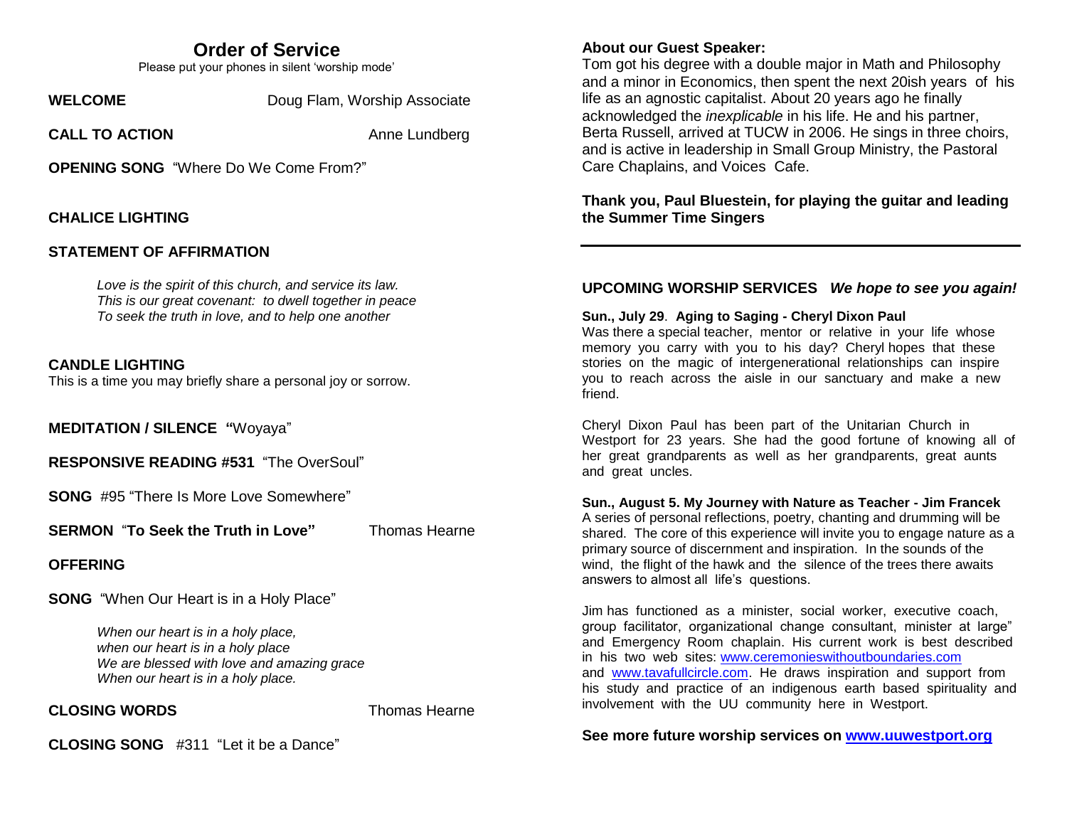# Order of Service

Please put your phones in silent 'worship mode'

**WELCOME** Doug Flam, Worship Associate

**CALL TO ACTION** Anne Lundberg

**OPENING SONG** "Where Do We Come From?"

**CHALICE LIGHTING**

**STATEMENT OF AFFIRMATION**

*Love is the spirit of this church, and service its law.*
*This is our great covenant: to dwell together in peace*
*To seek the truth in love, and to help one another*

**CANDLE LIGHTING**
This is a time you may briefly share a personal joy or sorrow.

**MEDITATION / SILENCE "**Woyaya"

**RESPONSIVE READING #531** "The OverSoul"

**SONG** #95 "There Is More Love Somewhere"

**SERMON** "**To Seek the Truth in Love"** Thomas Hearne

**OFFERING**

**SONG** "When Our Heart is in a Holy Place"

*When our heart is in a holy place,*
*when our heart is in a holy place*
*We are blessed with love and amazing grace*
*When our heart is in a holy place.*

**CLOSING WORDS** Thomas Hearne

**CLOSING SONG** #311 "Let it be a Dance"

**About our Guest Speaker:**
Tom got his degree with a double major in Math and Philosophy and a minor in Economics, then spent the next 20ish years of his life as an agnostic capitalist. About 20 years ago he finally acknowledged the *inexplicable* in his life. He and his partner, Berta Russell, arrived at TUCW in 2006. He sings in three choirs, and is active in leadership in Small Group Ministry, the Pastoral Care Chaplains, and Voices Cafe.

**Thank you, Paul Bluestein, for playing the guitar and leading the Summer Time Singers**

---

## UPCOMING WORSHIP SERVICES *We hope to see you again!*

**Sun., July 29. Aging to Saging - Cheryl Dixon Paul**
Was there a special teacher, mentor or relative in your life whose memory you carry with you to his day? Cheryl hopes that these stories on the magic of intergenerational relationships can inspire you to reach across the aisle in our sanctuary and make a new friend.

Cheryl Dixon Paul has been part of the Unitarian Church in Westport for 23 years. She had the good fortune of knowing all of her great grandparents as well as her grandparents, great aunts and great uncles.

**Sun., August 5. My Journey with Nature as Teacher - Jim Francek**
A series of personal reflections, poetry, chanting and drumming will be shared. The core of this experience will invite you to engage nature as a primary source of discernment and inspiration. In the sounds of the wind, the flight of the hawk and the silence of the trees there awaits answers to almost all life's questions.

Jim has functioned as a minister, social worker, executive coach, group facilitator, organizational change consultant, minister at large" and Emergency Room chaplain. His current work is best described in his two web sites: www.ceremonieswithoutboundaries.com and www.tavafullcircle.com. He draws inspiration and support from his study and practice of an indigenous earth based spirituality and involvement with the UU community here in Westport.

**See more future worship services on www.uuwestport.org**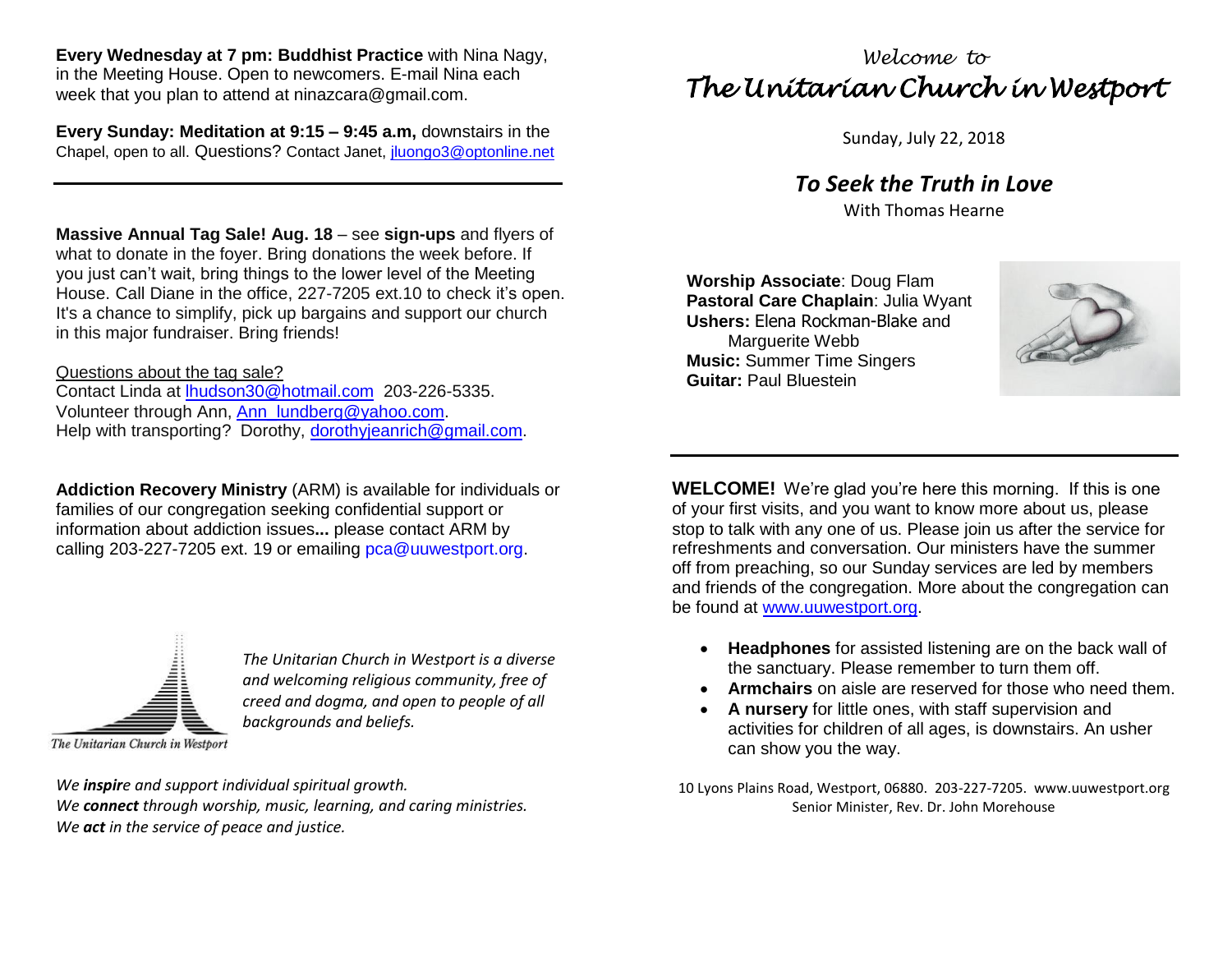**Every Wednesday at 7 pm: Buddhist Practice** with Nina Nagy, in the Meeting House. Open to newcomers. E-mail Nina each week that you plan to attend at ninazcara@gmail.com.

**Every Sunday: Meditation at 9:15 – 9:45 a.m,** downstairs in the Chapel, open to all. Questions? Contact Janet, jluongo3@optonline.net

---

**Massive Annual Tag Sale! Aug. 18** – see **sign-ups** and flyers of what to donate in the foyer. Bring donations the week before. If you just can't wait, bring things to the lower level of the Meeting House. Call Diane in the office, 227-7205 ext.10 to check it's open. It's a chance to simplify, pick up bargains and support our church in this major fundraiser. Bring friends!

Questions about the tag sale?
Contact Linda at lhudson30@hotmail.com 203-226-5335.
Volunteer through Ann, Ann_lundberg@yahoo.com.
Help with transporting? Dorothy, dorothyjeanrich@gmail.com.

**Addiction Recovery Ministry** (ARM) is available for individuals or families of our congregation seeking confidential support or information about addiction issues**...** please contact ARM by calling 203-227-7205 ext. 19 or emailing pca@uuwestport.org.

The Unitarian Church in Westport

*The Unitarian Church in Westport is a diverse and welcoming religious community, free of creed and dogma, and open to people of all backgrounds and beliefs.*

*We **inspire** and support individual spiritual growth.*
*We **connect** through worship, music, learning, and caring ministries.*
*We **act** in the service of peace and justice.*

*Welcome to*
# *The Unitarian Church in Westport*

Sunday, July 22, 2018

## *To Seek the Truth in Love*

With Thomas Hearne

**Worship Associate**: Doug Flam
**Pastoral Care Chaplain**: Julia Wyant
**Ushers:** Elena Rockman-Blake and Marguerite Webb
**Music:** Summer Time Singers
**Guitar:** Paul Bluestein

---

**WELCOME!** We're glad you're here this morning. If this is one of your first visits, and you want to know more about us, please stop to talk with any one of us. Please join us after the service for refreshments and conversation. Our ministers have the summer off from preaching, so our Sunday services are led by members and friends of the congregation. More about the congregation can be found at www.uuwestport.org.

- **Headphones** for assisted listening are on the back wall of the sanctuary. Please remember to turn them off.
- **Armchairs** on aisle are reserved for those who need them.
- **A nursery** for little ones, with staff supervision and activities for children of all ages, is downstairs. An usher can show you the way.

10 Lyons Plains Road, Westport, 06880. 203-227-7205. www.uuwestport.org
Senior Minister, Rev. Dr. John Morehouse